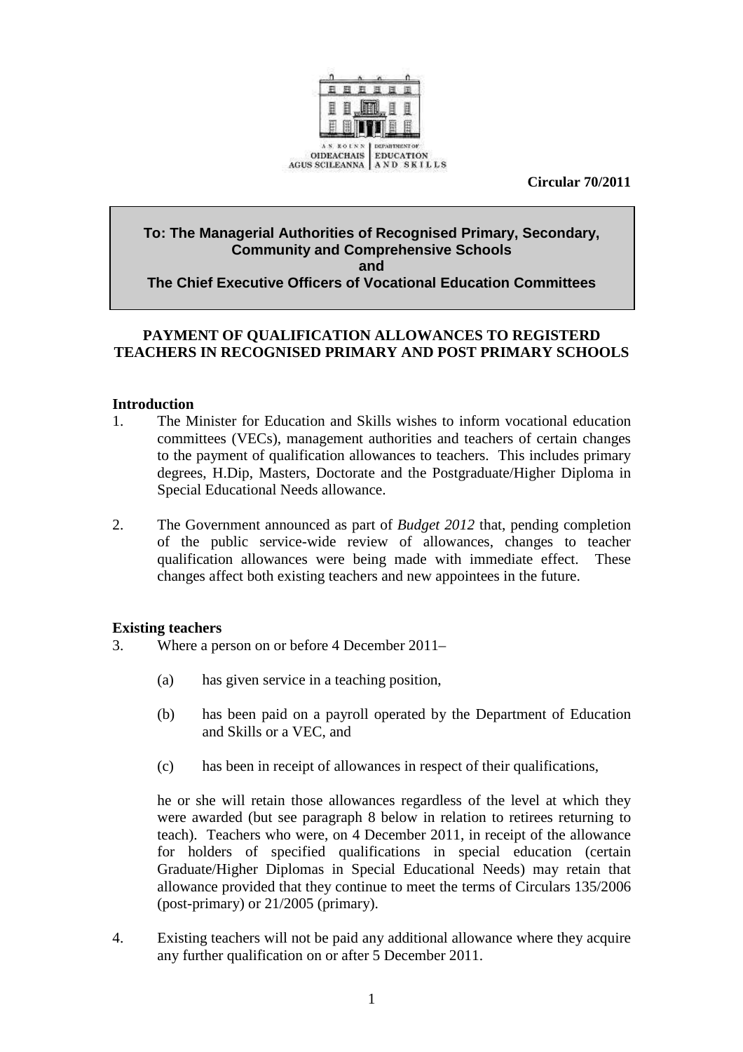AN ROINN OIDEACHAIS AGUS SCILEANNA | DEPARTMENT OF EDUCATION AND SKILLS

**Circular 70/2011**

**To: The Managerial Authorities of Recognised Primary, Secondary, Community and Comprehensive Schools**
**and**
**The Chief Executive Officers of Vocational Education Committees**

# PAYMENT OF QUALIFICATION ALLOWANCES TO REGISTERD TEACHERS IN RECOGNISED PRIMARY AND POST PRIMARY SCHOOLS

## Introduction

1. The Minister for Education and Skills wishes to inform vocational education committees (VECs), management authorities and teachers of certain changes to the payment of qualification allowances to teachers. This includes primary degrees, H.Dip, Masters, Doctorate and the Postgraduate/Higher Diploma in Special Educational Needs allowance.

2. The Government announced as part of *Budget 2012* that, pending completion of the public service-wide review of allowances, changes to teacher qualification allowances were being made with immediate effect. These changes affect both existing teachers and new appointees in the future.

## Existing teachers

3. Where a person on or before 4 December 2011–

   (a) has given service in a teaching position,

   (b) has been paid on a payroll operated by the Department of Education and Skills or a VEC, and

   (c) has been in receipt of allowances in respect of their qualifications,

   he or she will retain those allowances regardless of the level at which they were awarded (but see paragraph 8 below in relation to retirees returning to teach). Teachers who were, on 4 December 2011, in receipt of the allowance for holders of specified qualifications in special education (certain Graduate/Higher Diplomas in Special Educational Needs) may retain that allowance provided that they continue to meet the terms of Circulars 135/2006 (post-primary) or 21/2005 (primary).

4. Existing teachers will not be paid any additional allowance where they acquire any further qualification on or after 5 December 2011.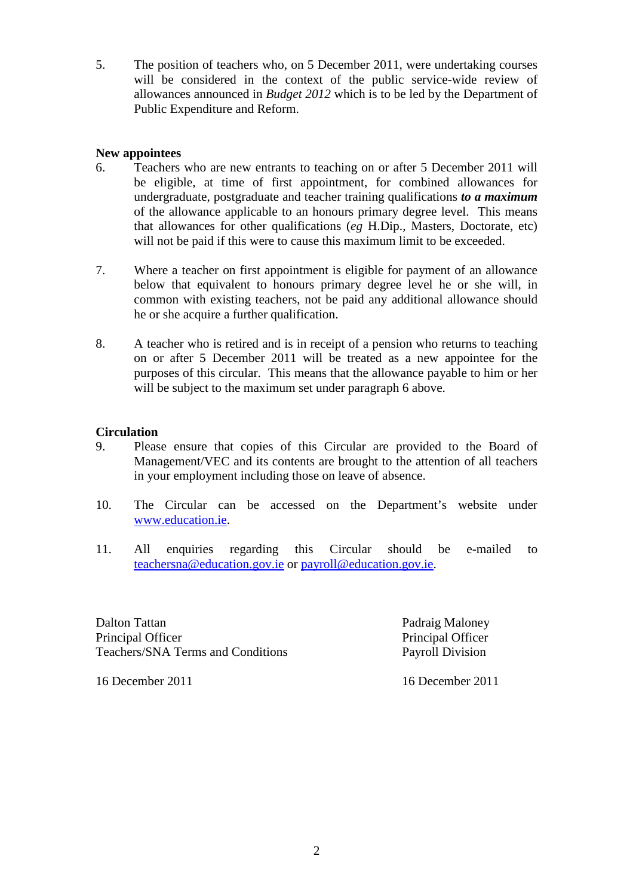5. The position of teachers who, on 5 December 2011, were undertaking courses will be considered in the context of the public service-wide review of allowances announced in *Budget 2012* which is to be led by the Department of Public Expenditure and Reform.

**New appointees**

6. Teachers who are new entrants to teaching on or after 5 December 2011 will be eligible, at time of first appointment, for combined allowances for undergraduate, postgraduate and teacher training qualifications ***to a maximum*** of the allowance applicable to an honours primary degree level. This means that allowances for other qualifications (*eg* H.Dip., Masters, Doctorate, etc) will not be paid if this were to cause this maximum limit to be exceeded.

7. Where a teacher on first appointment is eligible for payment of an allowance below that equivalent to honours primary degree level he or she will, in common with existing teachers, not be paid any additional allowance should he or she acquire a further qualification.

8. A teacher who is retired and is in receipt of a pension who returns to teaching on or after 5 December 2011 will be treated as a new appointee for the purposes of this circular. This means that the allowance payable to him or her will be subject to the maximum set under paragraph 6 above.

**Circulation**

9. Please ensure that copies of this Circular are provided to the Board of Management/VEC and its contents are brought to the attention of all teachers in your employment including those on leave of absence.

10. The Circular can be accessed on the Department's website under www.education.ie.

11. All enquiries regarding this Circular should be e-mailed to teachersna@education.gov.ie or payroll@education.gov.ie.

Dalton Tattan
Principal Officer
Teachers/SNA Terms and Conditions

16 December 2011

Padraig Maloney
Principal Officer
Payroll Division

16 December 2011